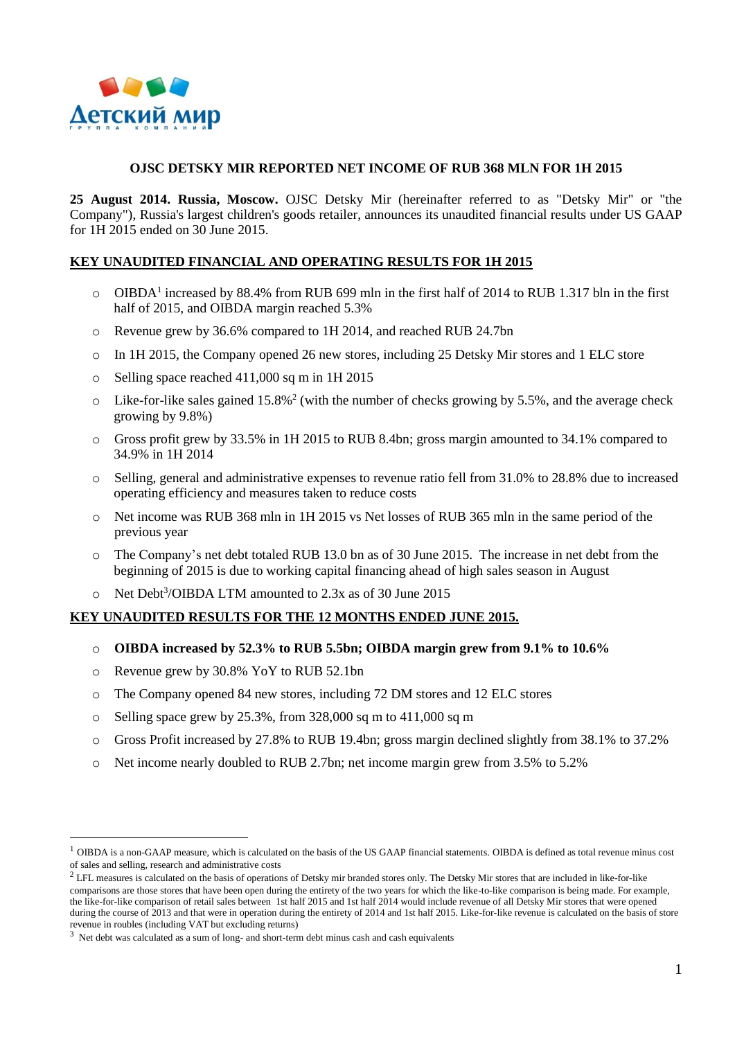Детский мир

группа компаний

**OJSC DETSKY MIR REPORTED NET INCOME OF RUB 368 MLN FOR 1H 2015**

**25 August 2014. Russia, Moscow.** OJSC Detsky Mir (hereinafter referred to as "Detsky Mir" or "the Company"), Russia's largest children's goods retailer, announces its unaudited financial results under US GAAP for 1H 2015 ended on 30 June 2015.

## KEY UNAUDITED FINANCIAL AND OPERATING RESULTS FOR 1H 2015

- OIBDA[1] increased by 88.4% from RUB 699 mln in the first half of 2014 to RUB 1.317 bln in the first half of 2015, and OIBDA margin reached 5.3%
- Revenue grew by 36.6% compared to 1H 2014, and reached RUB 24.7bn
- In 1H 2015, the Company opened 26 new stores, including 25 Detsky Mir stores and 1 ELC store
- Selling space reached 411,000 sq m in 1H 2015
- Like-for-like sales gained 15.8%[2] (with the number of checks growing by 5.5%, and the average check growing by 9.8%)
- Gross profit grew by 33.5% in 1H 2015 to RUB 8.4bn; gross margin amounted to 34.1% compared to 34.9% in 1H 2014
- Selling, general and administrative expenses to revenue ratio fell from 31.0% to 28.8% due to increased operating efficiency and measures taken to reduce costs
- Net income was RUB 368 mln in 1H 2015 vs Net losses of RUB 365 mln in the same period of the previous year
- The Company's net debt totaled RUB 13.0 bn as of 30 June 2015. The increase in net debt from the beginning of 2015 is due to working capital financing ahead of high sales season in August
- Net Debt[3]/OIBDA LTM amounted to 2.3x as of 30 June 2015

## KEY UNAUDITED RESULTS FOR THE 12 MONTHS ENDED JUNE 2015.

- **OIBDA increased by 52.3% to RUB 5.5bn; OIBDA margin grew from 9.1% to 10.6%**
- Revenue grew by 30.8% YoY to RUB 52.1bn
- The Company opened 84 new stores, including 72 DM stores and 12 ELC stores
- Selling space grew by 25.3%, from 328,000 sq m to 411,000 sq m
- Gross Profit increased by 27.8% to RUB 19.4bn; gross margin declined slightly from 38.1% to 37.2%
- Net income nearly doubled to RUB 2.7bn; net income margin grew from 3.5% to 5.2%

---

[1] OIBDA is a non-GAAP measure, which is calculated on the basis of the US GAAP financial statements. OIBDA is defined as total revenue minus cost of sales and selling, research and administrative costs

[2] LFL measures is calculated on the basis of operations of Detsky mir branded stores only. The Detsky Mir stores that are included in like-for-like comparisons are those stores that have been open during the entirety of the two years for which the like-to-like comparison is being made. For example, the like-for-like comparison of retail sales between 1st half 2015 and 1st half 2014 would include revenue of all Detsky Mir stores that were opened during the course of 2013 and that were in operation during the entirety of 2014 and 1st half 2015. Like-for-like revenue is calculated on the basis of store revenue in roubles (including VAT but excluding returns)

[3] Net debt was calculated as a sum of long- and short-term debt minus cash and cash equivalents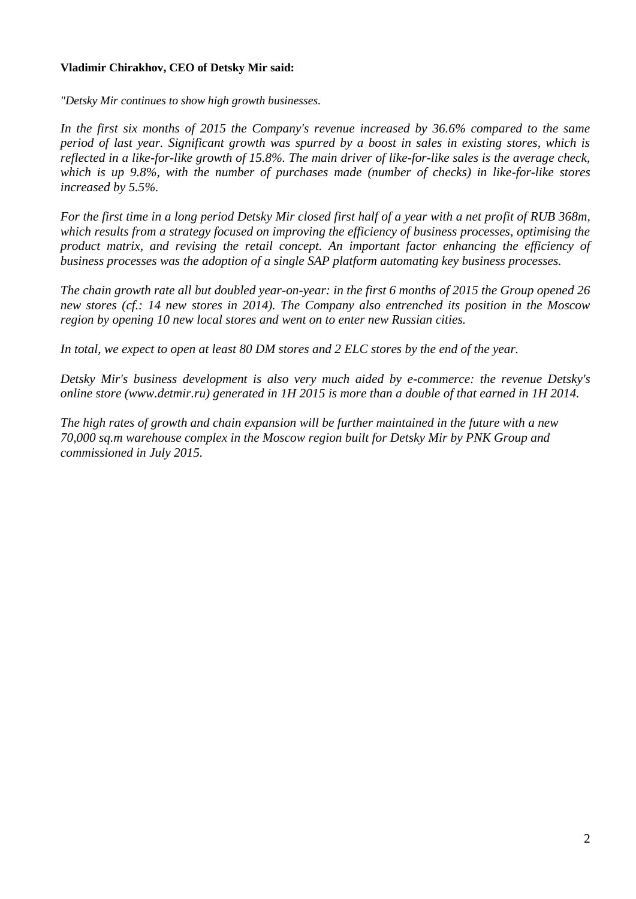**Vladimir Chirakhov, CEO of Detsky Mir said:**

*"Detsky Mir continues to show high growth businesses.*

*In the first six months of 2015 the Company's revenue increased by 36.6% compared to the same period of last year. Significant growth was spurred by a boost in sales in existing stores, which is reflected in a like-for-like growth of 15.8%. The main driver of like-for-like sales is the average check, which is up 9.8%, with the number of purchases made (number of checks) in like-for-like stores increased by 5.5%.*

*For the first time in a long period Detsky Mir closed first half of a year with a net profit of RUB 368m, which results from a strategy focused on improving the efficiency of business processes, optimising the product matrix, and revising the retail concept. An important factor enhancing the efficiency of business processes was the adoption of a single SAP platform automating key business processes.*

*The chain growth rate all but doubled year-on-year: in the first 6 months of 2015 the Group opened 26 new stores (cf.: 14 new stores in 2014). The Company also entrenched its position in the Moscow region by opening 10 new local stores and went on to enter new Russian cities.*

*In total, we expect to open at least 80 DM stores and 2 ELC stores by the end of the year.*

*Detsky Mir's business development is also very much aided by e-commerce: the revenue Detsky's online store (www.detmir.ru) generated in 1H 2015 is more than a double of that earned in 1H 2014.*

*The high rates of growth and chain expansion will be further maintained in the future with a new 70,000 sq.m warehouse complex in the Moscow region built for Detsky Mir by PNK Group and commissioned in July 2015.*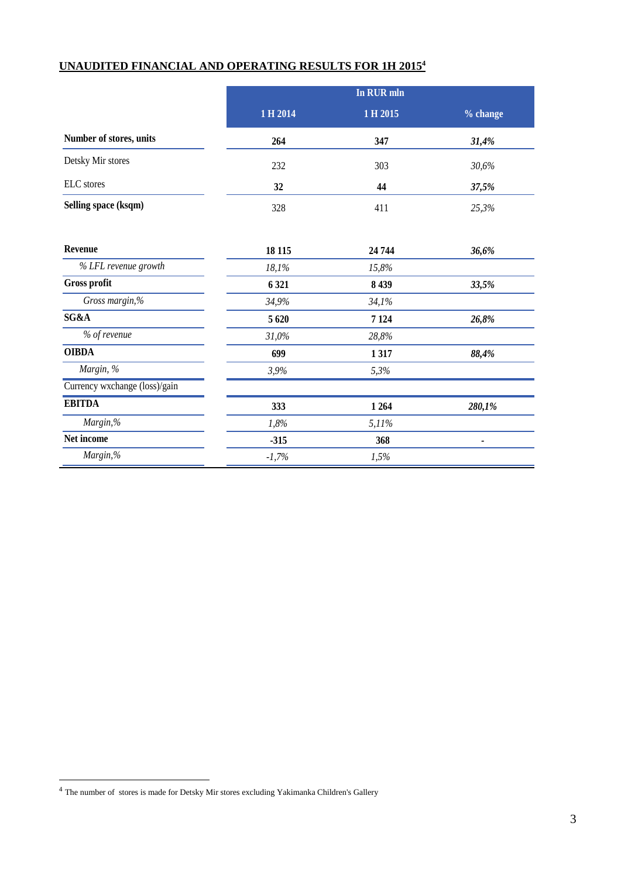## UNAUDITED FINANCIAL AND OPERATING RESULTS FOR 1H 2015[4]

| | In RUR mln | | |
|---|---|---|---|
| | 1 H 2014 | 1 H 2015 | % change |
| **Number of stores, units** | **264** | **347** | ***31,4%*** |
| Detsky Mir stores | 232 | 303 | *30,6%* |
| ELC stores | **32** | **44** | ***37,5%*** |
| **Selling space (ksqm)** | 328 | 411 | *25,3%* |
| | | | |
| **Revenue** | **18 115** | **24 744** | ***36,6%*** |
| *% LFL revenue growth* | *18,1%* | *15,8%* | |
| **Gross profit** | **6 321** | **8 439** | ***33,5%*** |
| *Gross margin,%* | *34,9%* | *34,1%* | |
| **SG&A** | **5 620** | **7 124** | ***26,8%*** |
| *% of revenue* | *31,0%* | *28,8%* | |
| **OIBDA** | **699** | **1 317** | ***88,4%*** |
| *Margin, %* | *3,9%* | *5,3%* | |
| Currency wxchange (loss)/gain | | | |
| **EBITDA** | **333** | **1 264** | ***280,1%*** |
| *Margin,%* | *1,8%* | *5,11%* | |
| **Net income** | **-315** | **368** | **-** |
| *Margin,%* | *-1,7%* | *1,5%* | |

[4] The number of stores is made for Detsky Mir stores excluding Yakimanka Children's Gallery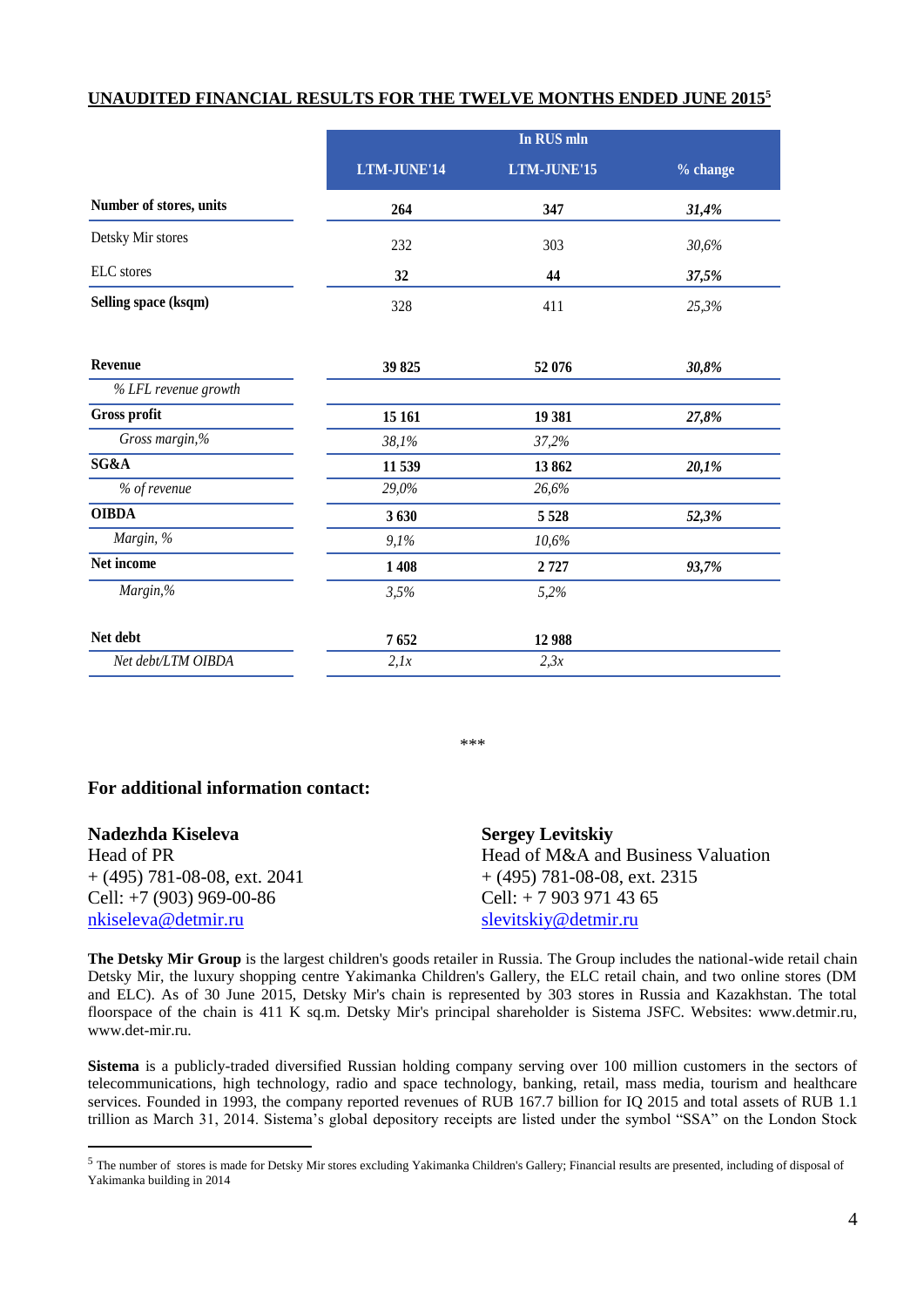## UNAUDITED FINANCIAL RESULTS FOR THE TWELVE MONTHS ENDED JUNE 2015[5]

| | In RUS mln | | |
|---|---|---|---|
| | **LTM-JUNE'14** | **LTM-JUNE'15** | **% change** |
| **Number of stores, units** | **264** | **347** | ***31,4%*** |
| Detsky Mir stores | 232 | 303 | *30,6%* |
| ELC stores | **32** | **44** | ***37,5%*** |
| **Selling space (ksqm)** | 328 | 411 | *25,3%* |
| **Revenue** | **39 825** | **52 076** | ***30,8%*** |
| *% LFL revenue growth* | | | |
| **Gross profit** | **15 161** | **19 381** | ***27,8%*** |
| *Gross margin,%* | *38,1%* | *37,2%* | |
| **SG&A** | **11 539** | **13 862** | ***20,1%*** |
| *% of revenue* | *29,0%* | *26,6%* | |
| **OIBDA** | **3 630** | **5 528** | ***52,3%*** |
| *Margin, %* | *9,1%* | *10,6%* | |
| **Net income** | **1 408** | **2 727** | ***93,7%*** |
| *Margin,%* | *3,5%* | *5,2%* | |
| **Net debt** | **7 652** | **12 988** | |
| *Net debt/LTM OIBDA* | *2,1x* | *2,3x* | |

***

### For additional information contact:

**Nadezhda Kiseleva**
Head of PR
+ (495) 781-08-08, ext. 2041
Cell: +7 (903) 969-00-86
nkiseleva@detmir.ru

**Sergey Levitskiy**
Head of M&A and Business Valuation
+ (495) 781-08-08, ext. 2315
Cell: + 7 903 971 43 65
slevitskiy@detmir.ru

**The Detsky Mir Group** is the largest children's goods retailer in Russia. The Group includes the national-wide retail chain Detsky Mir, the luxury shopping centre Yakimanka Children's Gallery, the ELC retail chain, and two online stores (DM and ELC). As of 30 June 2015, Detsky Mir's chain is represented by 303 stores in Russia and Kazakhstan. The total floorspace of the chain is 411 K sq.m. Detsky Mir's principal shareholder is Sistema JSFC. Websites: www.detmir.ru, www.det-mir.ru.

**Sistema** is a publicly-traded diversified Russian holding company serving over 100 million customers in the sectors of telecommunications, high technology, radio and space technology, banking, retail, mass media, tourism and healthcare services. Founded in 1993, the company reported revenues of RUB 167.7 billion for IQ 2015 and total assets of RUB 1.1 trillion as March 31, 2014. Sistema's global depository receipts are listed under the symbol "SSA" on the London Stock

[5] The number of stores is made for Detsky Mir stores excluding Yakimanka Children's Gallery; Financial results are presented, including of disposal of Yakimanka building in 2014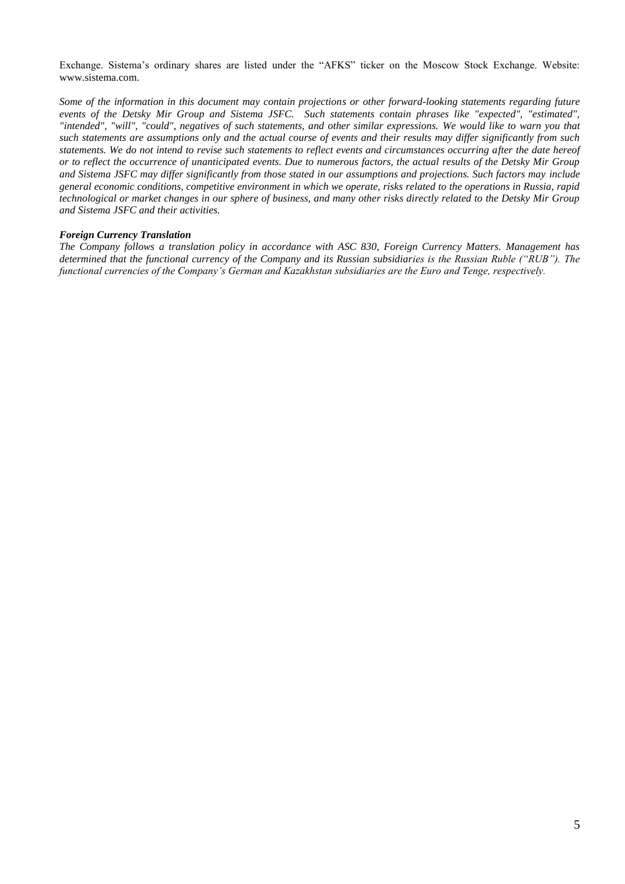Exchange. Sistema's ordinary shares are listed under the "AFKS" ticker on the Moscow Stock Exchange. Website: www.sistema.com.

*Some of the information in this document may contain projections or other forward-looking statements regarding future events of the Detsky Mir Group and Sistema JSFC. Such statements contain phrases like "expected", "estimated", "intended", "will", "could", negatives of such statements, and other similar expressions. We would like to warn you that such statements are assumptions only and the actual course of events and their results may differ significantly from such statements. We do not intend to revise such statements to reflect events and circumstances occurring after the date hereof or to reflect the occurrence of unanticipated events. Due to numerous factors, the actual results of the Detsky Mir Group and Sistema JSFC may differ significantly from those stated in our assumptions and projections. Such factors may include general economic conditions, competitive environment in which we operate, risks related to the operations in Russia, rapid technological or market changes in our sphere of business, and many other risks directly related to the Detsky Mir Group and Sistema JSFC and their activities.*

***Foreign Currency Translation***

*The Company follows a translation policy in accordance with ASC 830, Foreign Currency Matters. Management has determined that the functional currency of the Company and its Russian subsidiaries is the Russian Ruble ("RUB"). The functional currencies of the Company's German and Kazakhstan subsidiaries are the Euro and Tenge, respectively.*